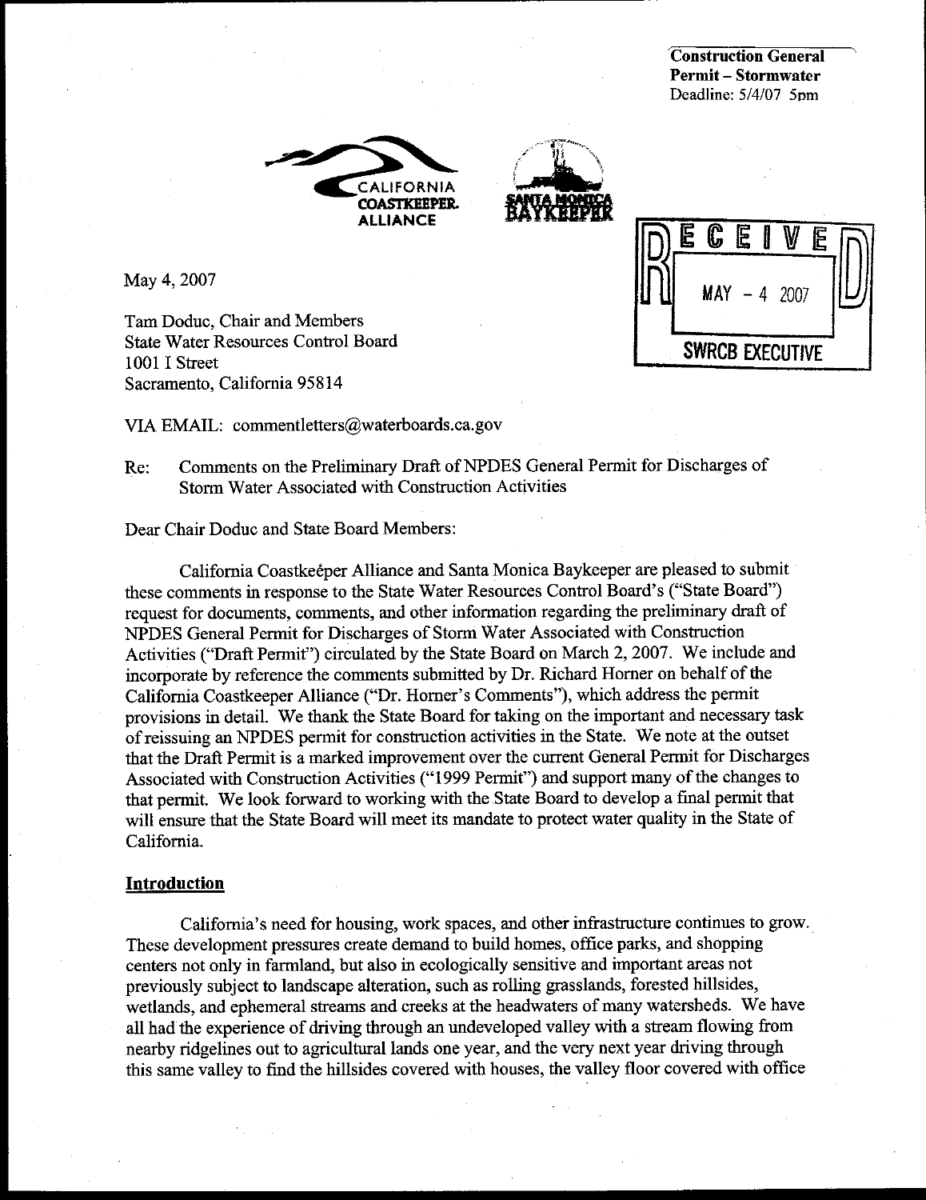**Construction General Permit – Stormwater**
Deadline: 5/4/07 5pm

CALIFORNIA COASTKEEPER. ALLIANCE

SANTA MONICA BAYKEEPER

RECEIVED
MAY - 4 2007
SWRCB EXECUTIVE

May 4, 2007

Tam Doduc, Chair and Members
State Water Resources Control Board
1001 I Street
Sacramento, California 95814

VIA EMAIL: commentletters@waterboards.ca.gov

Re: Comments on the Preliminary Draft of NPDES General Permit for Discharges of Storm Water Associated with Construction Activities

Dear Chair Doduc and State Board Members:

California Coastkeeper Alliance and Santa Monica Baykeeper are pleased to submit these comments in response to the State Water Resources Control Board's ("State Board") request for documents, comments, and other information regarding the preliminary draft of NPDES General Permit for Discharges of Storm Water Associated with Construction Activities ("Draft Permit") circulated by the State Board on March 2, 2007. We include and incorporate by reference the comments submitted by Dr. Richard Horner on behalf of the California Coastkeeper Alliance ("Dr. Horner's Comments"), which address the permit provisions in detail. We thank the State Board for taking on the important and necessary task of reissuing an NPDES permit for construction activities in the State. We note at the outset that the Draft Permit is a marked improvement over the current General Permit for Discharges Associated with Construction Activities ("1999 Permit") and support many of the changes to that permit. We look forward to working with the State Board to develop a final permit that will ensure that the State Board will meet its mandate to protect water quality in the State of California.

## Introduction

California's need for housing, work spaces, and other infrastructure continues to grow. These development pressures create demand to build homes, office parks, and shopping centers not only in farmland, but also in ecologically sensitive and important areas not previously subject to landscape alteration, such as rolling grasslands, forested hillsides, wetlands, and ephemeral streams and creeks at the headwaters of many watersheds. We have all had the experience of driving through an undeveloped valley with a stream flowing from nearby ridgelines out to agricultural lands one year, and the very next year driving through this same valley to find the hillsides covered with houses, the valley floor covered with office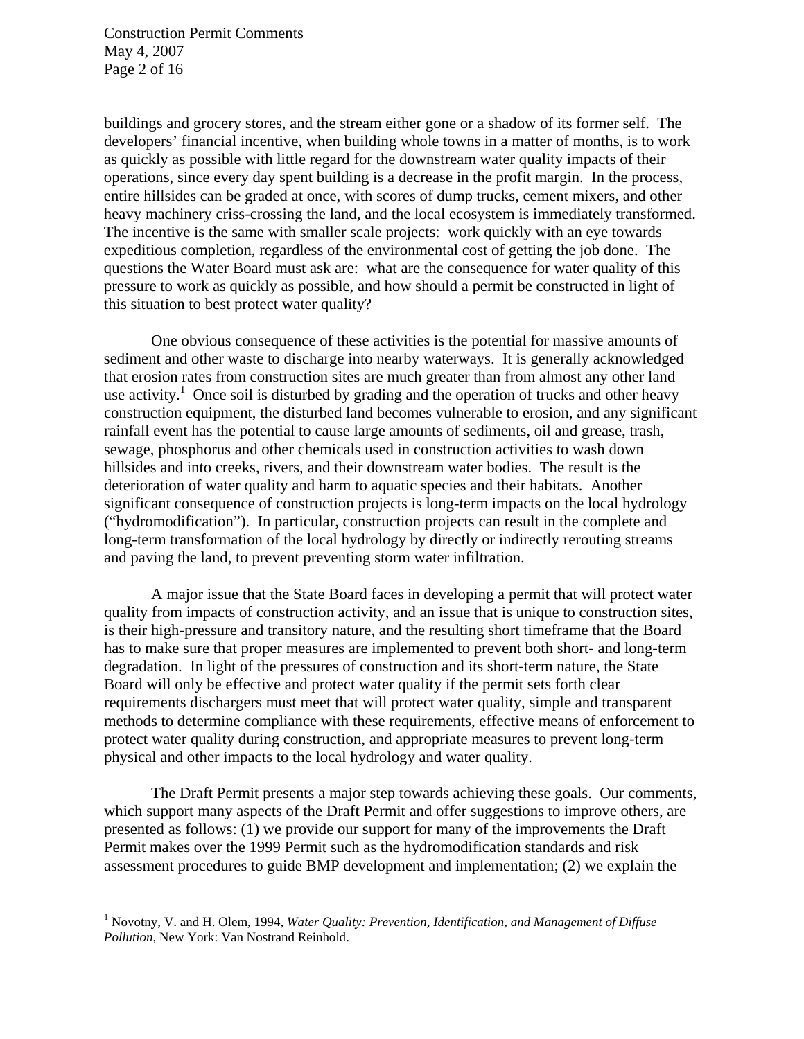buildings and grocery stores, and the stream either gone or a shadow of its former self. The developers' financial incentive, when building whole towns in a matter of months, is to work as quickly as possible with little regard for the downstream water quality impacts of their operations, since every day spent building is a decrease in the profit margin. In the process, entire hillsides can be graded at once, with scores of dump trucks, cement mixers, and other heavy machinery criss-crossing the land, and the local ecosystem is immediately transformed. The incentive is the same with smaller scale projects: work quickly with an eye towards expeditious completion, regardless of the environmental cost of getting the job done. The questions the Water Board must ask are: what are the consequence for water quality of this pressure to work as quickly as possible, and how should a permit be constructed in light of this situation to best protect water quality?

One obvious consequence of these activities is the potential for massive amounts of sediment and other waste to discharge into nearby waterways. It is generally acknowledged that erosion rates from construction sites are much greater than from almost any other land use activity.[1] Once soil is disturbed by grading and the operation of trucks and other heavy construction equipment, the disturbed land becomes vulnerable to erosion, and any significant rainfall event has the potential to cause large amounts of sediments, oil and grease, trash, sewage, phosphorus and other chemicals used in construction activities to wash down hillsides and into creeks, rivers, and their downstream water bodies. The result is the deterioration of water quality and harm to aquatic species and their habitats. Another significant consequence of construction projects is long-term impacts on the local hydrology ("hydromodification"). In particular, construction projects can result in the complete and long-term transformation of the local hydrology by directly or indirectly rerouting streams and paving the land, to prevent preventing storm water infiltration.

A major issue that the State Board faces in developing a permit that will protect water quality from impacts of construction activity, and an issue that is unique to construction sites, is their high-pressure and transitory nature, and the resulting short timeframe that the Board has to make sure that proper measures are implemented to prevent both short- and long-term degradation. In light of the pressures of construction and its short-term nature, the State Board will only be effective and protect water quality if the permit sets forth clear requirements dischargers must meet that will protect water quality, simple and transparent methods to determine compliance with these requirements, effective means of enforcement to protect water quality during construction, and appropriate measures to prevent long-term physical and other impacts to the local hydrology and water quality.

The Draft Permit presents a major step towards achieving these goals. Our comments, which support many aspects of the Draft Permit and offer suggestions to improve others, are presented as follows: (1) we provide our support for many of the improvements the Draft Permit makes over the 1999 Permit such as the hydromodification standards and risk assessment procedures to guide BMP development and implementation; (2) we explain the

---

[1] Novotny, V. and H. Olem, 1994, *Water Quality: Prevention, Identification, and Management of Diffuse Pollution*, New York: Van Nostrand Reinhold.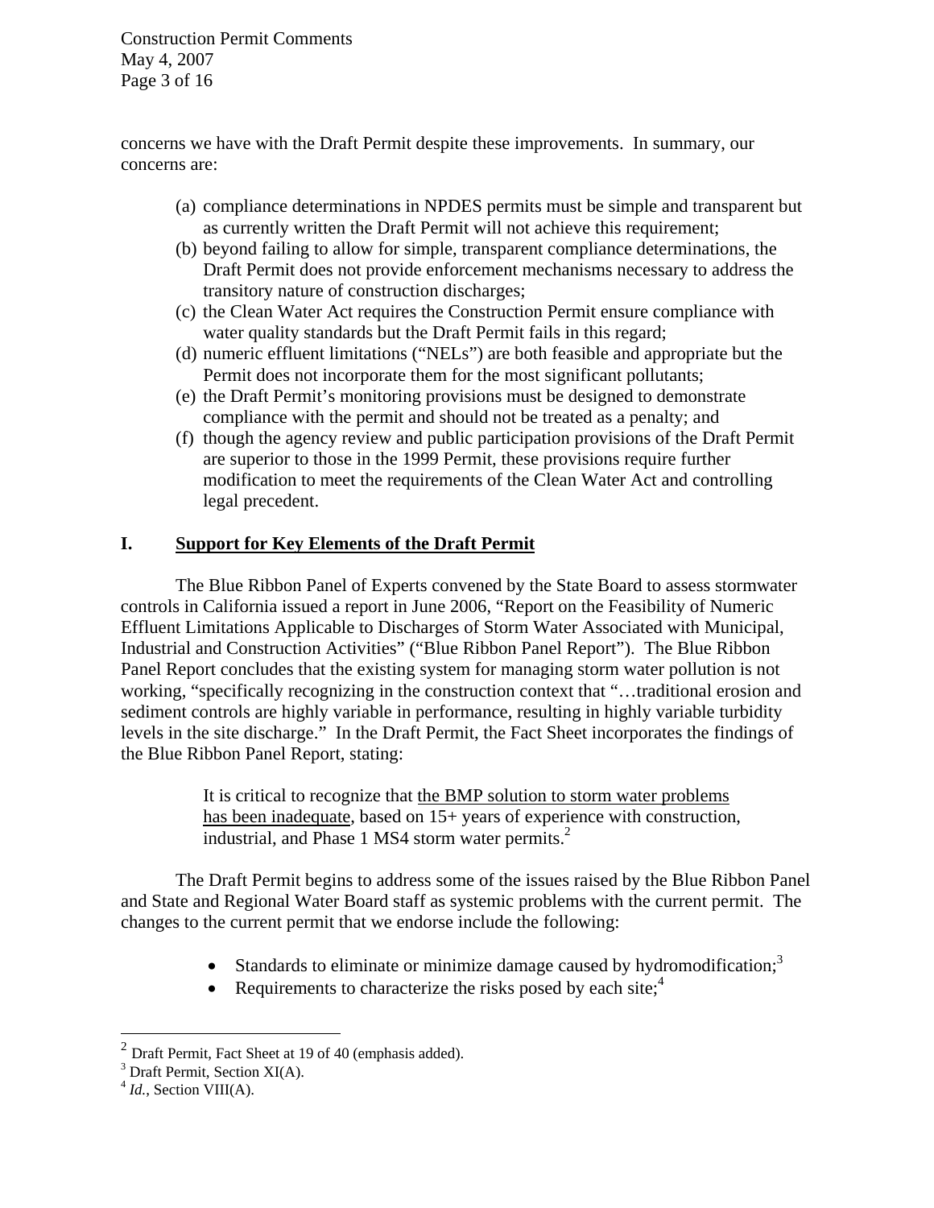concerns we have with the Draft Permit despite these improvements. In summary, our concerns are:

(a) compliance determinations in NPDES permits must be simple and transparent but as currently written the Draft Permit will not achieve this requirement;
(b) beyond failing to allow for simple, transparent compliance determinations, the Draft Permit does not provide enforcement mechanisms necessary to address the transitory nature of construction discharges;
(c) the Clean Water Act requires the Construction Permit ensure compliance with water quality standards but the Draft Permit fails in this regard;
(d) numeric effluent limitations ("NELs") are both feasible and appropriate but the Permit does not incorporate them for the most significant pollutants;
(e) the Draft Permit's monitoring provisions must be designed to demonstrate compliance with the permit and should not be treated as a penalty; and
(f) though the agency review and public participation provisions of the Draft Permit are superior to those in the 1999 Permit, these provisions require further modification to meet the requirements of the Clean Water Act and controlling legal precedent.

## I. Support for Key Elements of the Draft Permit

The Blue Ribbon Panel of Experts convened by the State Board to assess stormwater controls in California issued a report in June 2006, "Report on the Feasibility of Numeric Effluent Limitations Applicable to Discharges of Storm Water Associated with Municipal, Industrial and Construction Activities" ("Blue Ribbon Panel Report"). The Blue Ribbon Panel Report concludes that the existing system for managing storm water pollution is not working, "specifically recognizing in the construction context that "…traditional erosion and sediment controls are highly variable in performance, resulting in highly variable turbidity levels in the site discharge." In the Draft Permit, the Fact Sheet incorporates the findings of the Blue Ribbon Panel Report, stating:

> It is critical to recognize that <u>the BMP solution to storm water problems has been inadequate</u>, based on 15+ years of experience with construction, industrial, and Phase 1 MS4 storm water permits.[2]

The Draft Permit begins to address some of the issues raised by the Blue Ribbon Panel and State and Regional Water Board staff as systemic problems with the current permit. The changes to the current permit that we endorse include the following:

- Standards to eliminate or minimize damage caused by hydromodification;[3]
- Requirements to characterize the risks posed by each site;[4]

---

[2] Draft Permit, Fact Sheet at 19 of 40 (emphasis added).
[3] Draft Permit, Section XI(A).
[4] *Id.*, Section VIII(A).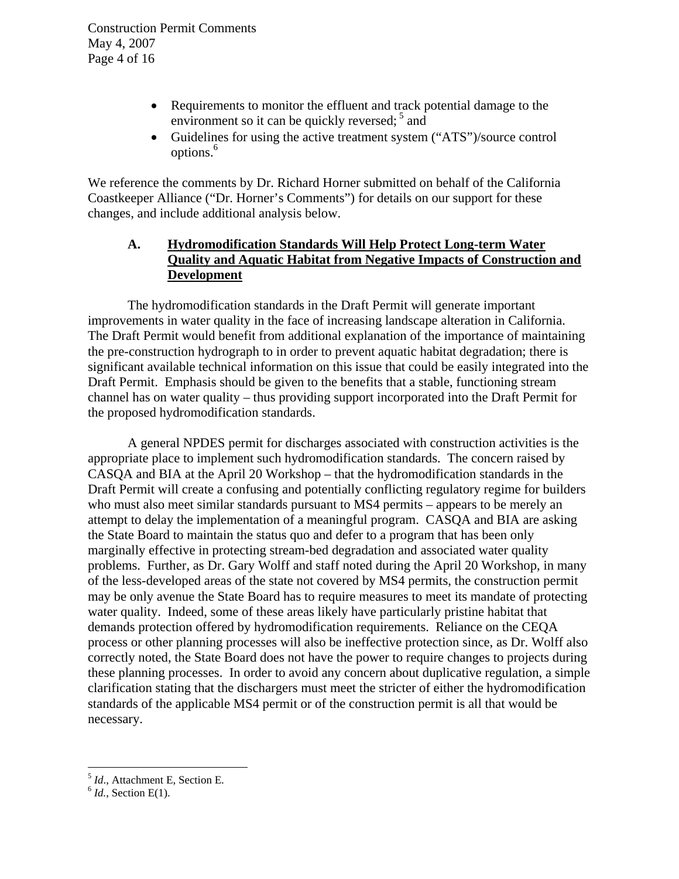- Requirements to monitor the effluent and track potential damage to the environment so it can be quickly reversed; [5] and
- Guidelines for using the active treatment system ("ATS")/source control options.[6]

We reference the comments by Dr. Richard Horner submitted on behalf of the California Coastkeeper Alliance ("Dr. Horner's Comments") for details on our support for these changes, and include additional analysis below.

### A. Hydromodification Standards Will Help Protect Long-term Water Quality and Aquatic Habitat from Negative Impacts of Construction and Development

The hydromodification standards in the Draft Permit will generate important improvements in water quality in the face of increasing landscape alteration in California. The Draft Permit would benefit from additional explanation of the importance of maintaining the pre-construction hydrograph to in order to prevent aquatic habitat degradation; there is significant available technical information on this issue that could be easily integrated into the Draft Permit. Emphasis should be given to the benefits that a stable, functioning stream channel has on water quality – thus providing support incorporated into the Draft Permit for the proposed hydromodification standards.

A general NPDES permit for discharges associated with construction activities is the appropriate place to implement such hydromodification standards. The concern raised by CASQA and BIA at the April 20 Workshop – that the hydromodification standards in the Draft Permit will create a confusing and potentially conflicting regulatory regime for builders who must also meet similar standards pursuant to MS4 permits – appears to be merely an attempt to delay the implementation of a meaningful program. CASQA and BIA are asking the State Board to maintain the status quo and defer to a program that has been only marginally effective in protecting stream-bed degradation and associated water quality problems. Further, as Dr. Gary Wolff and staff noted during the April 20 Workshop, in many of the less-developed areas of the state not covered by MS4 permits, the construction permit may be only avenue the State Board has to require measures to meet its mandate of protecting water quality. Indeed, some of these areas likely have particularly pristine habitat that demands protection offered by hydromodification requirements. Reliance on the CEQA process or other planning processes will also be ineffective protection since, as Dr. Wolff also correctly noted, the State Board does not have the power to require changes to projects during these planning processes. In order to avoid any concern about duplicative regulation, a simple clarification stating that the dischargers must meet the stricter of either the hydromodification standards of the applicable MS4 permit or of the construction permit is all that would be necessary.

---

[5] *Id.*, Attachment E, Section E.

[6] *Id.*, Section E(1).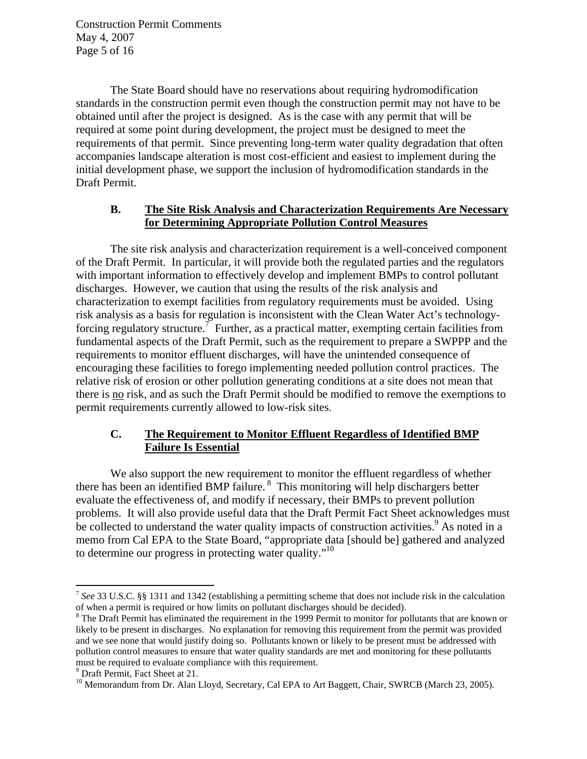The State Board should have no reservations about requiring hydromodification standards in the construction permit even though the construction permit may not have to be obtained until after the project is designed. As is the case with any permit that will be required at some point during development, the project must be designed to meet the requirements of that permit. Since preventing long-term water quality degradation that often accompanies landscape alteration is most cost-efficient and easiest to implement during the initial development phase, we support the inclusion of hydromodification standards in the Draft Permit.

### B. The Site Risk Analysis and Characterization Requirements Are Necessary for Determining Appropriate Pollution Control Measures

The site risk analysis and characterization requirement is a well-conceived component of the Draft Permit. In particular, it will provide both the regulated parties and the regulators with important information to effectively develop and implement BMPs to control pollutant discharges. However, we caution that using the results of the risk analysis and characterization to exempt facilities from regulatory requirements must be avoided. Using risk analysis as a basis for regulation is inconsistent with the Clean Water Act's technology-forcing regulatory structure.[7] Further, as a practical matter, exempting certain facilities from fundamental aspects of the Draft Permit, such as the requirement to prepare a SWPPP and the requirements to monitor effluent discharges, will have the unintended consequence of encouraging these facilities to forego implementing needed pollution control practices. The relative risk of erosion or other pollution generating conditions at a site does not mean that there is <u>no</u> risk, and as such the Draft Permit should be modified to remove the exemptions to permit requirements currently allowed to low-risk sites.

### C. The Requirement to Monitor Effluent Regardless of Identified BMP Failure Is Essential

We also support the new requirement to monitor the effluent regardless of whether there has been an identified BMP failure.[8] This monitoring will help dischargers better evaluate the effectiveness of, and modify if necessary, their BMPs to prevent pollution problems. It will also provide useful data that the Draft Permit Fact Sheet acknowledges must be collected to understand the water quality impacts of construction activities.[9] As noted in a memo from Cal EPA to the State Board, "appropriate data [should be] gathered and analyzed to determine our progress in protecting water quality."[10]

---

[7] *See* 33 U.S.C. §§ 1311 and 1342 (establishing a permitting scheme that does not include risk in the calculation of when a permit is required or how limits on pollutant discharges should be decided).

[8] The Draft Permit has eliminated the requirement in the 1999 Permit to monitor for pollutants that are known or likely to be present in discharges. No explanation for removing this requirement from the permit was provided and we see none that would justify doing so. Pollutants known or likely to be present must be addressed with pollution control measures to ensure that water quality standards are met and monitoring for these pollutants must be required to evaluate compliance with this requirement.

[9] Draft Permit, Fact Sheet at 21.

[10] Memorandum from Dr. Alan Lloyd, Secretary, Cal EPA to Art Baggett, Chair, SWRCB (March 23, 2005).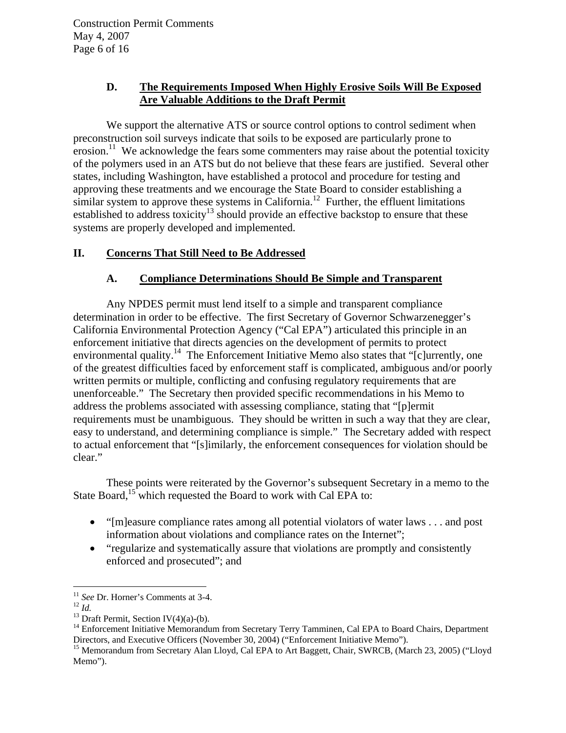### D. The Requirements Imposed When Highly Erosive Soils Will Be Exposed Are Valuable Additions to the Draft Permit

We support the alternative ATS or source control options to control sediment when preconstruction soil surveys indicate that soils to be exposed are particularly prone to erosion.[11] We acknowledge the fears some commenters may raise about the potential toxicity of the polymers used in an ATS but do not believe that these fears are justified. Several other states, including Washington, have established a protocol and procedure for testing and approving these treatments and we encourage the State Board to consider establishing a similar system to approve these systems in California.[12] Further, the effluent limitations established to address toxicity[13] should provide an effective backstop to ensure that these systems are properly developed and implemented.

## II. Concerns That Still Need to Be Addressed

### A. Compliance Determinations Should Be Simple and Transparent

Any NPDES permit must lend itself to a simple and transparent compliance determination in order to be effective. The first Secretary of Governor Schwarzenegger's California Environmental Protection Agency ("Cal EPA") articulated this principle in an enforcement initiative that directs agencies on the development of permits to protect environmental quality.[14] The Enforcement Initiative Memo also states that "[c]urrently, one of the greatest difficulties faced by enforcement staff is complicated, ambiguous and/or poorly written permits or multiple, conflicting and confusing regulatory requirements that are unenforceable." The Secretary then provided specific recommendations in his Memo to address the problems associated with assessing compliance, stating that "[p]ermit requirements must be unambiguous. They should be written in such a way that they are clear, easy to understand, and determining compliance is simple." The Secretary added with respect to actual enforcement that "[s]imilarly, the enforcement consequences for violation should be clear."

These points were reiterated by the Governor's subsequent Secretary in a memo to the State Board,[15] which requested the Board to work with Cal EPA to:

- "[m]easure compliance rates among all potential violators of water laws . . . and post information about violations and compliance rates on the Internet";
- "regularize and systematically assure that violations are promptly and consistently enforced and prosecuted"; and

---

[11] *See* Dr. Horner's Comments at 3-4.

[12] *Id.*

[13] Draft Permit, Section IV(4)(a)-(b).

[14] Enforcement Initiative Memorandum from Secretary Terry Tamminen, Cal EPA to Board Chairs, Department Directors, and Executive Officers (November 30, 2004) ("Enforcement Initiative Memo").

[15] Memorandum from Secretary Alan Lloyd, Cal EPA to Art Baggett, Chair, SWRCB, (March 23, 2005) ("Lloyd Memo").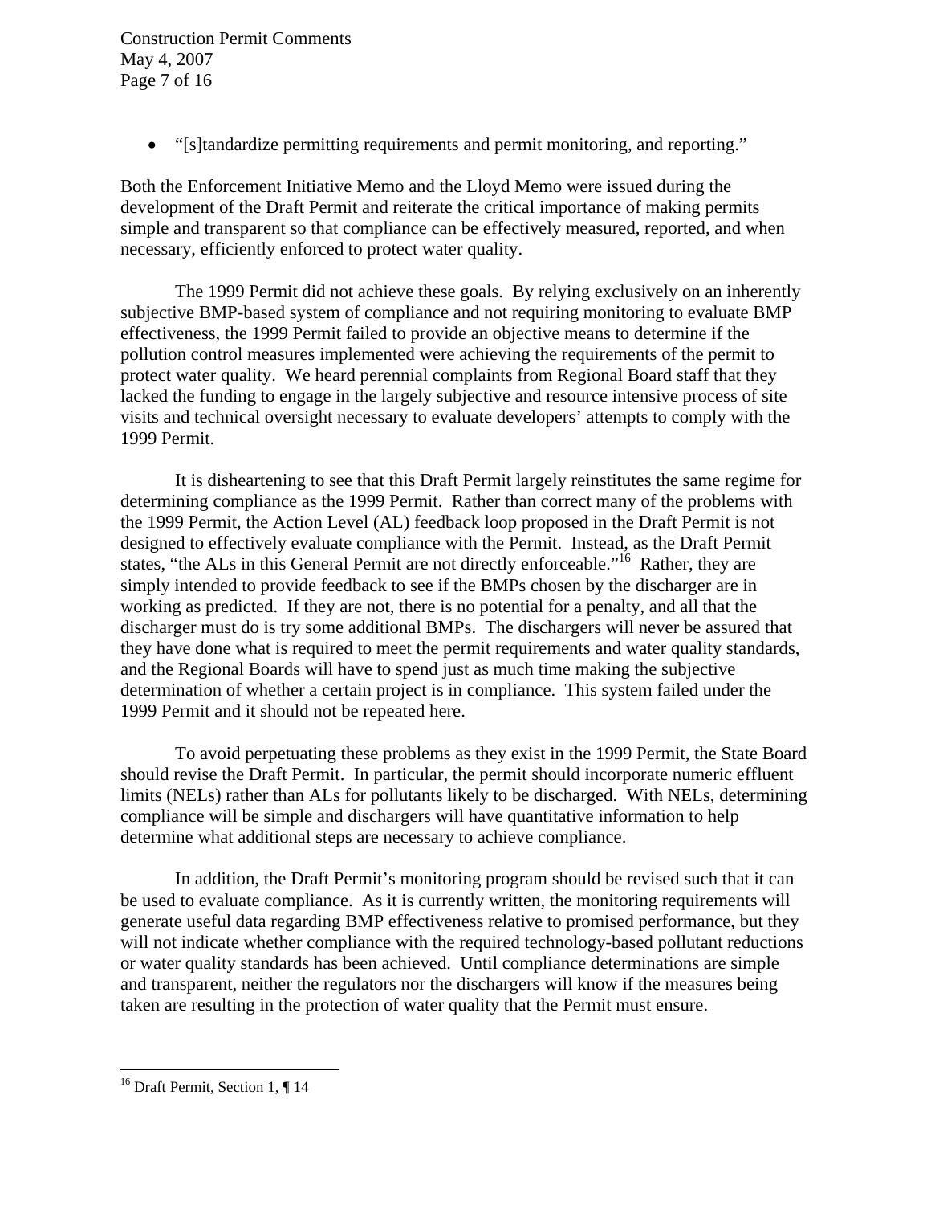- "[s]tandardize permitting requirements and permit monitoring, and reporting."

Both the Enforcement Initiative Memo and the Lloyd Memo were issued during the development of the Draft Permit and reiterate the critical importance of making permits simple and transparent so that compliance can be effectively measured, reported, and when necessary, efficiently enforced to protect water quality.

The 1999 Permit did not achieve these goals. By relying exclusively on an inherently subjective BMP-based system of compliance and not requiring monitoring to evaluate BMP effectiveness, the 1999 Permit failed to provide an objective means to determine if the pollution control measures implemented were achieving the requirements of the permit to protect water quality. We heard perennial complaints from Regional Board staff that they lacked the funding to engage in the largely subjective and resource intensive process of site visits and technical oversight necessary to evaluate developers' attempts to comply with the 1999 Permit.

It is disheartening to see that this Draft Permit largely reinstitutes the same regime for determining compliance as the 1999 Permit. Rather than correct many of the problems with the 1999 Permit, the Action Level (AL) feedback loop proposed in the Draft Permit is not designed to effectively evaluate compliance with the Permit. Instead, as the Draft Permit states, "the ALs in this General Permit are not directly enforceable."[16] Rather, they are simply intended to provide feedback to see if the BMPs chosen by the discharger are in working as predicted. If they are not, there is no potential for a penalty, and all that the discharger must do is try some additional BMPs. The dischargers will never be assured that they have done what is required to meet the permit requirements and water quality standards, and the Regional Boards will have to spend just as much time making the subjective determination of whether a certain project is in compliance. This system failed under the 1999 Permit and it should not be repeated here.

To avoid perpetuating these problems as they exist in the 1999 Permit, the State Board should revise the Draft Permit. In particular, the permit should incorporate numeric effluent limits (NELs) rather than ALs for pollutants likely to be discharged. With NELs, determining compliance will be simple and dischargers will have quantitative information to help determine what additional steps are necessary to achieve compliance.

In addition, the Draft Permit's monitoring program should be revised such that it can be used to evaluate compliance. As it is currently written, the monitoring requirements will generate useful data regarding BMP effectiveness relative to promised performance, but they will not indicate whether compliance with the required technology-based pollutant reductions or water quality standards has been achieved. Until compliance determinations are simple and transparent, neither the regulators nor the dischargers will know if the measures being taken are resulting in the protection of water quality that the Permit must ensure.

---

[16] Draft Permit, Section 1, ¶ 14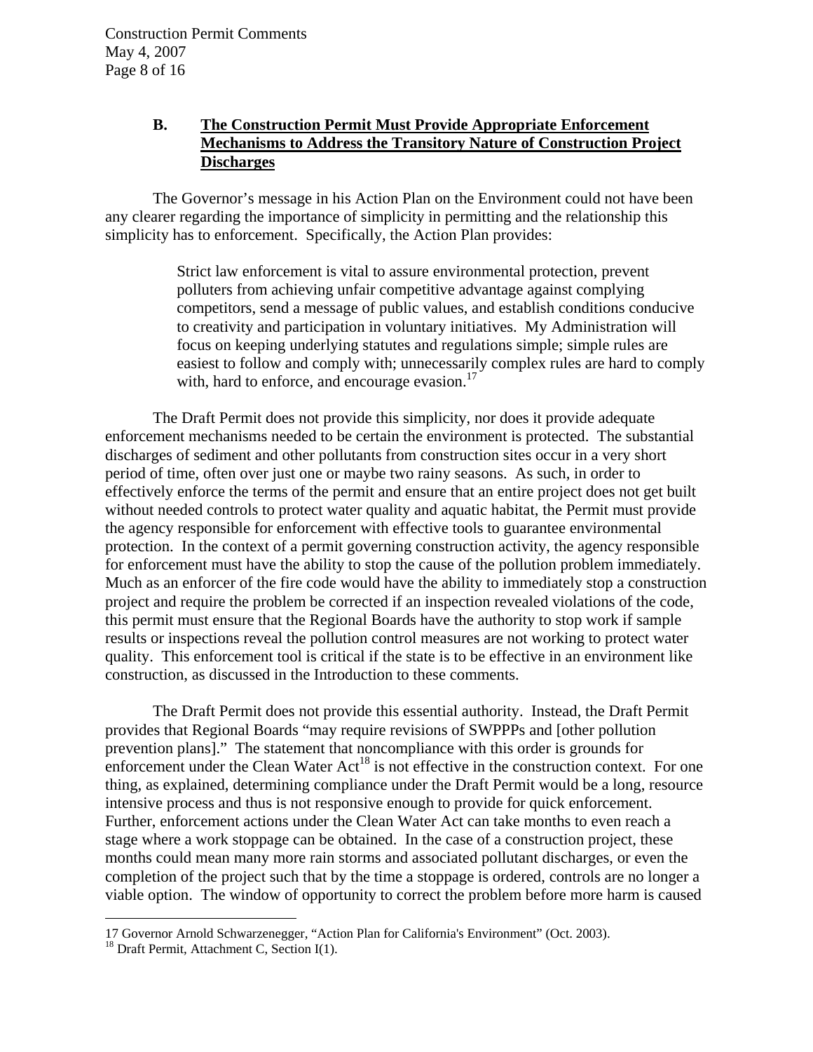### B. <u>The Construction Permit Must Provide Appropriate Enforcement Mechanisms to Address the Transitory Nature of Construction Project Discharges</u>

The Governor's message in his Action Plan on the Environment could not have been any clearer regarding the importance of simplicity in permitting and the relationship this simplicity has to enforcement. Specifically, the Action Plan provides:

> Strict law enforcement is vital to assure environmental protection, prevent polluters from achieving unfair competitive advantage against complying competitors, send a message of public values, and establish conditions conducive to creativity and participation in voluntary initiatives. My Administration will focus on keeping underlying statutes and regulations simple; simple rules are easiest to follow and comply with; unnecessarily complex rules are hard to comply with, hard to enforce, and encourage evasion.[17]

The Draft Permit does not provide this simplicity, nor does it provide adequate enforcement mechanisms needed to be certain the environment is protected. The substantial discharges of sediment and other pollutants from construction sites occur in a very short period of time, often over just one or maybe two rainy seasons. As such, in order to effectively enforce the terms of the permit and ensure that an entire project does not get built without needed controls to protect water quality and aquatic habitat, the Permit must provide the agency responsible for enforcement with effective tools to guarantee environmental protection. In the context of a permit governing construction activity, the agency responsible for enforcement must have the ability to stop the cause of the pollution problem immediately. Much as an enforcer of the fire code would have the ability to immediately stop a construction project and require the problem be corrected if an inspection revealed violations of the code, this permit must ensure that the Regional Boards have the authority to stop work if sample results or inspections reveal the pollution control measures are not working to protect water quality. This enforcement tool is critical if the state is to be effective in an environment like construction, as discussed in the Introduction to these comments.

The Draft Permit does not provide this essential authority. Instead, the Draft Permit provides that Regional Boards "may require revisions of SWPPPs and [other pollution prevention plans]." The statement that noncompliance with this order is grounds for enforcement under the Clean Water Act[18] is not effective in the construction context. For one thing, as explained, determining compliance under the Draft Permit would be a long, resource intensive process and thus is not responsive enough to provide for quick enforcement. Further, enforcement actions under the Clean Water Act can take months to even reach a stage where a work stoppage can be obtained. In the case of a construction project, these months could mean many more rain storms and associated pollutant discharges, or even the completion of the project such that by the time a stoppage is ordered, controls are no longer a viable option. The window of opportunity to correct the problem before more harm is caused

---

17 Governor Arnold Schwarzenegger, "Action Plan for California's Environment" (Oct. 2003).

18 Draft Permit, Attachment C, Section I(1).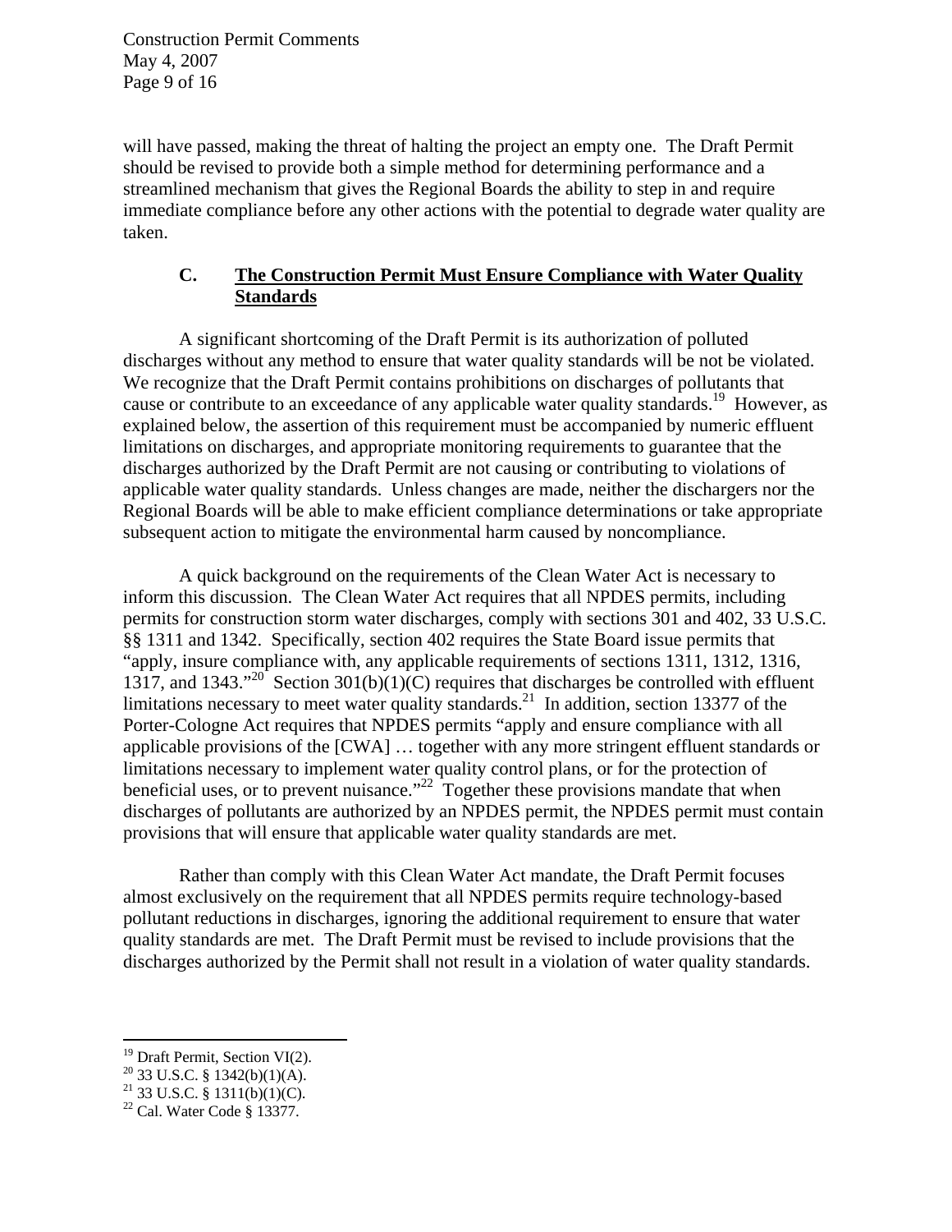will have passed, making the threat of halting the project an empty one. The Draft Permit should be revised to provide both a simple method for determining performance and a streamlined mechanism that gives the Regional Boards the ability to step in and require immediate compliance before any other actions with the potential to degrade water quality are taken.

### C. <u>The Construction Permit Must Ensure Compliance with Water Quality Standards</u>

A significant shortcoming of the Draft Permit is its authorization of polluted discharges without any method to ensure that water quality standards will be not be violated. We recognize that the Draft Permit contains prohibitions on discharges of pollutants that cause or contribute to an exceedance of any applicable water quality standards.[19] However, as explained below, the assertion of this requirement must be accompanied by numeric effluent limitations on discharges, and appropriate monitoring requirements to guarantee that the discharges authorized by the Draft Permit are not causing or contributing to violations of applicable water quality standards. Unless changes are made, neither the dischargers nor the Regional Boards will be able to make efficient compliance determinations or take appropriate subsequent action to mitigate the environmental harm caused by noncompliance.

A quick background on the requirements of the Clean Water Act is necessary to inform this discussion. The Clean Water Act requires that all NPDES permits, including permits for construction storm water discharges, comply with sections 301 and 402, 33 U.S.C. §§ 1311 and 1342. Specifically, section 402 requires the State Board issue permits that "apply, insure compliance with, any applicable requirements of sections 1311, 1312, 1316, 1317, and 1343."[20] Section 301(b)(1)(C) requires that discharges be controlled with effluent limitations necessary to meet water quality standards.[21] In addition, section 13377 of the Porter-Cologne Act requires that NPDES permits "apply and ensure compliance with all applicable provisions of the [CWA] … together with any more stringent effluent standards or limitations necessary to implement water quality control plans, or for the protection of beneficial uses, or to prevent nuisance."[22] Together these provisions mandate that when discharges of pollutants are authorized by an NPDES permit, the NPDES permit must contain provisions that will ensure that applicable water quality standards are met.

Rather than comply with this Clean Water Act mandate, the Draft Permit focuses almost exclusively on the requirement that all NPDES permits require technology-based pollutant reductions in discharges, ignoring the additional requirement to ensure that water quality standards are met. The Draft Permit must be revised to include provisions that the discharges authorized by the Permit shall not result in a violation of water quality standards.

---

[19] Draft Permit, Section VI(2).
[20] 33 U.S.C. § 1342(b)(1)(A).
[21] 33 U.S.C. § 1311(b)(1)(C).
[22] Cal. Water Code § 13377.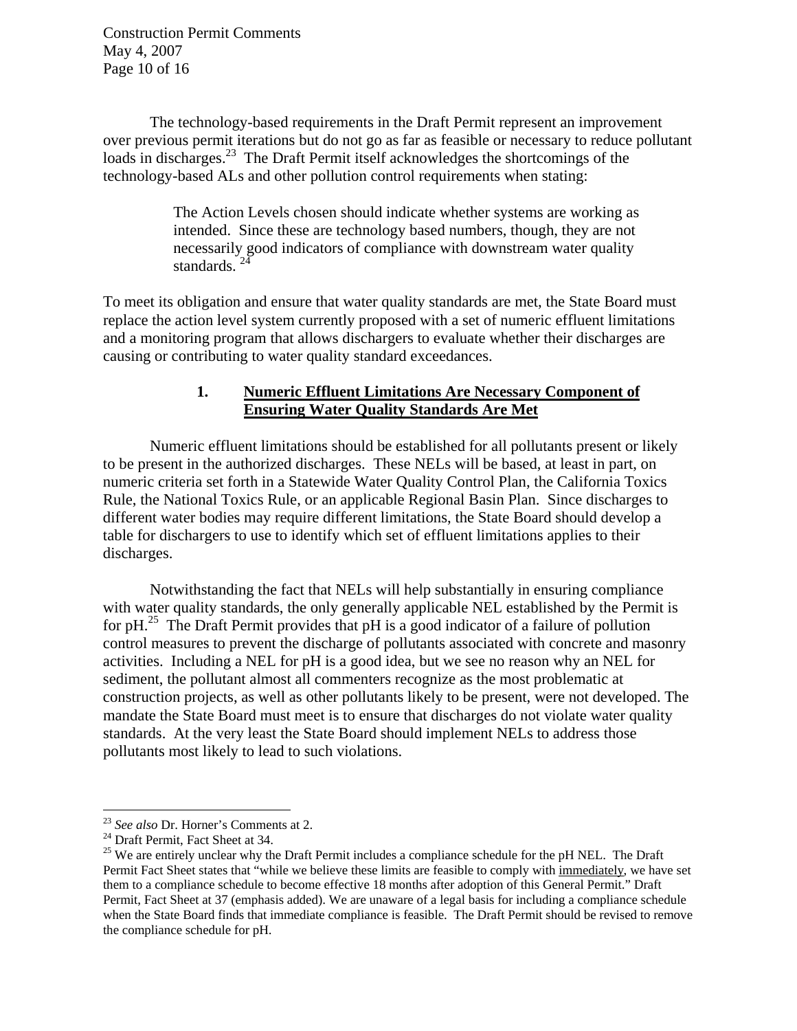The technology-based requirements in the Draft Permit represent an improvement over previous permit iterations but do not go as far as feasible or necessary to reduce pollutant loads in discharges.[23] The Draft Permit itself acknowledges the shortcomings of the technology-based ALs and other pollution control requirements when stating:

> The Action Levels chosen should indicate whether systems are working as intended. Since these are technology based numbers, though, they are not necessarily good indicators of compliance with downstream water quality standards.[24]

To meet its obligation and ensure that water quality standards are met, the State Board must replace the action level system currently proposed with a set of numeric effluent limitations and a monitoring program that allows dischargers to evaluate whether their discharges are causing or contributing to water quality standard exceedances.

### 1. <u>Numeric Effluent Limitations Are Necessary Component of Ensuring Water Quality Standards Are Met</u>

Numeric effluent limitations should be established for all pollutants present or likely to be present in the authorized discharges. These NELs will be based, at least in part, on numeric criteria set forth in a Statewide Water Quality Control Plan, the California Toxics Rule, the National Toxics Rule, or an applicable Regional Basin Plan. Since discharges to different water bodies may require different limitations, the State Board should develop a table for dischargers to use to identify which set of effluent limitations applies to their discharges.

Notwithstanding the fact that NELs will help substantially in ensuring compliance with water quality standards, the only generally applicable NEL established by the Permit is for pH.[25] The Draft Permit provides that pH is a good indicator of a failure of pollution control measures to prevent the discharge of pollutants associated with concrete and masonry activities. Including a NEL for pH is a good idea, but we see no reason why an NEL for sediment, the pollutant almost all commenters recognize as the most problematic at construction projects, as well as other pollutants likely to be present, were not developed. The mandate the State Board must meet is to ensure that discharges do not violate water quality standards. At the very least the State Board should implement NELs to address those pollutants most likely to lead to such violations.

---

[23] *See also* Dr. Horner's Comments at 2.

[24] Draft Permit, Fact Sheet at 34.

[25] We are entirely unclear why the Draft Permit includes a compliance schedule for the pH NEL. The Draft Permit Fact Sheet states that "while we believe these limits are feasible to comply with <u>immediately</u>, we have set them to a compliance schedule to become effective 18 months after adoption of this General Permit." Draft Permit, Fact Sheet at 37 (emphasis added). We are unaware of a legal basis for including a compliance schedule when the State Board finds that immediate compliance is feasible. The Draft Permit should be revised to remove the compliance schedule for pH.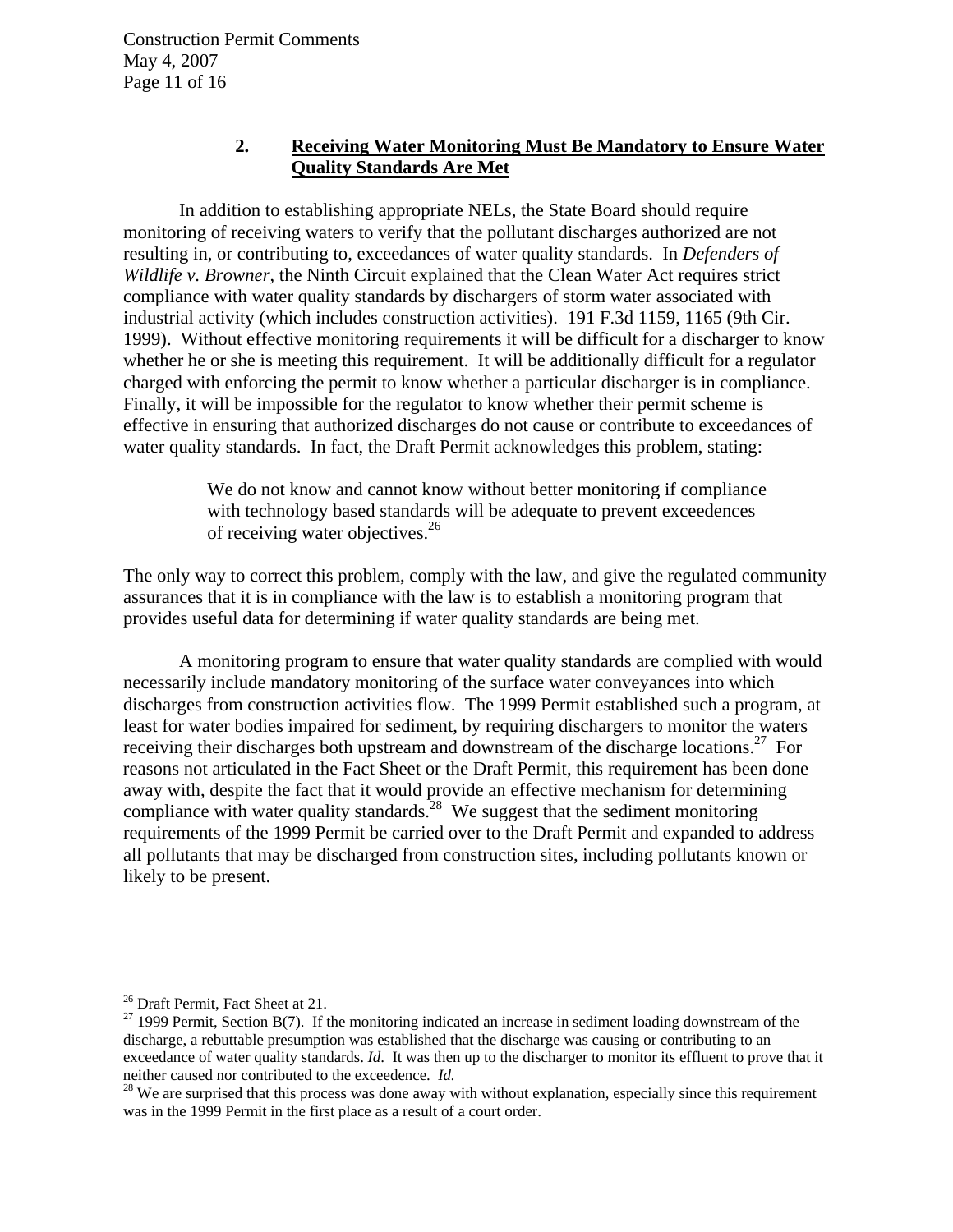### 2. **Receiving Water Monitoring Must Be Mandatory to Ensure Water Quality Standards Are Met**

In addition to establishing appropriate NELs, the State Board should require monitoring of receiving waters to verify that the pollutant discharges authorized are not resulting in, or contributing to, exceedances of water quality standards. In *Defenders of Wildlife v. Browner*, the Ninth Circuit explained that the Clean Water Act requires strict compliance with water quality standards by dischargers of storm water associated with industrial activity (which includes construction activities). 191 F.3d 1159, 1165 (9th Cir. 1999). Without effective monitoring requirements it will be difficult for a discharger to know whether he or she is meeting this requirement. It will be additionally difficult for a regulator charged with enforcing the permit to know whether a particular discharger is in compliance. Finally, it will be impossible for the regulator to know whether their permit scheme is effective in ensuring that authorized discharges do not cause or contribute to exceedances of water quality standards. In fact, the Draft Permit acknowledges this problem, stating:

> We do not know and cannot know without better monitoring if compliance with technology based standards will be adequate to prevent exceedences of receiving water objectives.[26]

The only way to correct this problem, comply with the law, and give the regulated community assurances that it is in compliance with the law is to establish a monitoring program that provides useful data for determining if water quality standards are being met.

A monitoring program to ensure that water quality standards are complied with would necessarily include mandatory monitoring of the surface water conveyances into which discharges from construction activities flow. The 1999 Permit established such a program, at least for water bodies impaired for sediment, by requiring dischargers to monitor the waters receiving their discharges both upstream and downstream of the discharge locations.[27] For reasons not articulated in the Fact Sheet or the Draft Permit, this requirement has been done away with, despite the fact that it would provide an effective mechanism for determining compliance with water quality standards.[28] We suggest that the sediment monitoring requirements of the 1999 Permit be carried over to the Draft Permit and expanded to address all pollutants that may be discharged from construction sites, including pollutants known or likely to be present.

---

[26] Draft Permit, Fact Sheet at 21.

[27] 1999 Permit, Section B(7). If the monitoring indicated an increase in sediment loading downstream of the discharge, a rebuttable presumption was established that the discharge was causing or contributing to an exceedance of water quality standards. *Id*. It was then up to the discharger to monitor its effluent to prove that it neither caused nor contributed to the exceedence. *Id.*

[28] We are surprised that this process was done away with without explanation, especially since this requirement was in the 1999 Permit in the first place as a result of a court order.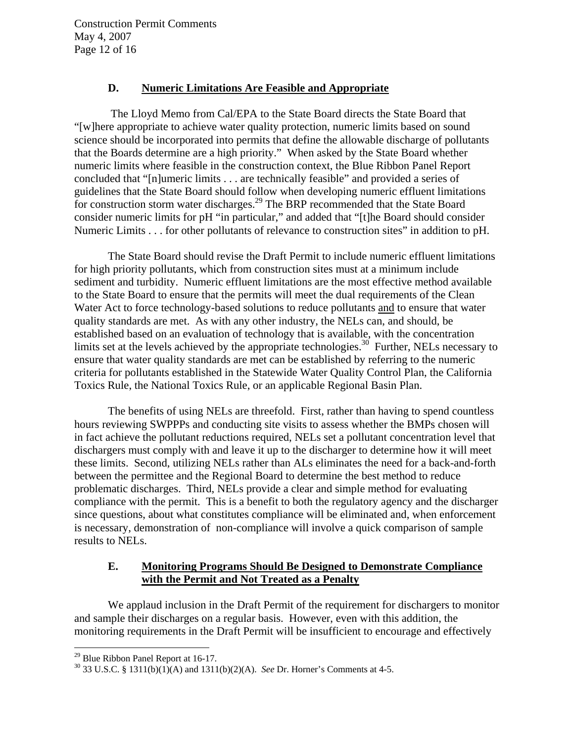### D. <u>Numeric Limitations Are Feasible and Appropriate</u>

The Lloyd Memo from Cal/EPA to the State Board directs the State Board that "[w]here appropriate to achieve water quality protection, numeric limits based on sound science should be incorporated into permits that define the allowable discharge of pollutants that the Boards determine are a high priority." When asked by the State Board whether numeric limits where feasible in the construction context, the Blue Ribbon Panel Report concluded that "[n]umeric limits . . . are technically feasible" and provided a series of guidelines that the State Board should follow when developing numeric effluent limitations for construction storm water discharges.[29] The BRP recommended that the State Board consider numeric limits for pH "in particular," and added that "[t]he Board should consider Numeric Limits . . . for other pollutants of relevance to construction sites" in addition to pH.

The State Board should revise the Draft Permit to include numeric effluent limitations for high priority pollutants, which from construction sites must at a minimum include sediment and turbidity. Numeric effluent limitations are the most effective method available to the State Board to ensure that the permits will meet the dual requirements of the Clean Water Act to force technology-based solutions to reduce pollutants <u>and</u> to ensure that water quality standards are met. As with any other industry, the NELs can, and should, be established based on an evaluation of technology that is available, with the concentration limits set at the levels achieved by the appropriate technologies.[30] Further, NELs necessary to ensure that water quality standards are met can be established by referring to the numeric criteria for pollutants established in the Statewide Water Quality Control Plan, the California Toxics Rule, the National Toxics Rule, or an applicable Regional Basin Plan.

The benefits of using NELs are threefold. First, rather than having to spend countless hours reviewing SWPPPs and conducting site visits to assess whether the BMPs chosen will in fact achieve the pollutant reductions required, NELs set a pollutant concentration level that dischargers must comply with and leave it up to the discharger to determine how it will meet these limits. Second, utilizing NELs rather than ALs eliminates the need for a back-and-forth between the permittee and the Regional Board to determine the best method to reduce problematic discharges. Third, NELs provide a clear and simple method for evaluating compliance with the permit. This is a benefit to both the regulatory agency and the discharger since questions, about what constitutes compliance will be eliminated and, when enforcement is necessary, demonstration of non-compliance will involve a quick comparison of sample results to NELs.

### E. <u>Monitoring Programs Should Be Designed to Demonstrate Compliance with the Permit and Not Treated as a Penalty</u>

We applaud inclusion in the Draft Permit of the requirement for dischargers to monitor and sample their discharges on a regular basis. However, even with this addition, the monitoring requirements in the Draft Permit will be insufficient to encourage and effectively

---

[29] Blue Ribbon Panel Report at 16-17.

[30] 33 U.S.C. § 1311(b)(1)(A) and 1311(b)(2)(A). *See* Dr. Horner's Comments at 4-5.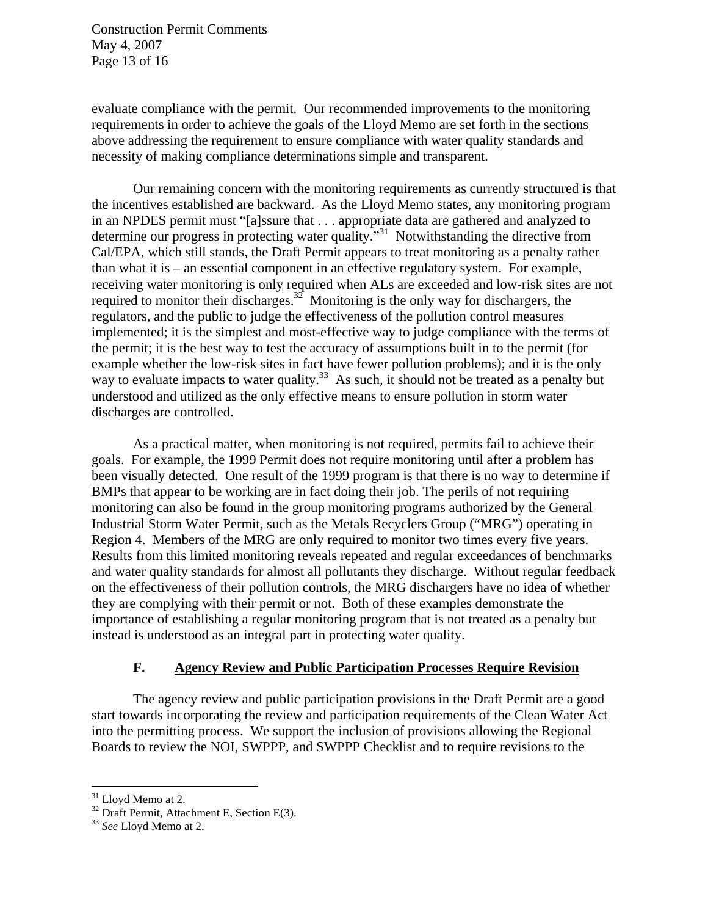evaluate compliance with the permit. Our recommended improvements to the monitoring requirements in order to achieve the goals of the Lloyd Memo are set forth in the sections above addressing the requirement to ensure compliance with water quality standards and necessity of making compliance determinations simple and transparent.

Our remaining concern with the monitoring requirements as currently structured is that the incentives established are backward. As the Lloyd Memo states, any monitoring program in an NPDES permit must "[a]ssure that . . . appropriate data are gathered and analyzed to determine our progress in protecting water quality."[31] Notwithstanding the directive from Cal/EPA, which still stands, the Draft Permit appears to treat monitoring as a penalty rather than what it is – an essential component in an effective regulatory system. For example, receiving water monitoring is only required when ALs are exceeded and low-risk sites are not required to monitor their discharges.[32] Monitoring is the only way for dischargers, the regulators, and the public to judge the effectiveness of the pollution control measures implemented; it is the simplest and most-effective way to judge compliance with the terms of the permit; it is the best way to test the accuracy of assumptions built in to the permit (for example whether the low-risk sites in fact have fewer pollution problems); and it is the only way to evaluate impacts to water quality.[33] As such, it should not be treated as a penalty but understood and utilized as the only effective means to ensure pollution in storm water discharges are controlled.

As a practical matter, when monitoring is not required, permits fail to achieve their goals. For example, the 1999 Permit does not require monitoring until after a problem has been visually detected. One result of the 1999 program is that there is no way to determine if BMPs that appear to be working are in fact doing their job. The perils of not requiring monitoring can also be found in the group monitoring programs authorized by the General Industrial Storm Water Permit, such as the Metals Recyclers Group ("MRG") operating in Region 4. Members of the MRG are only required to monitor two times every five years. Results from this limited monitoring reveals repeated and regular exceedances of benchmarks and water quality standards for almost all pollutants they discharge. Without regular feedback on the effectiveness of their pollution controls, the MRG dischargers have no idea of whether they are complying with their permit or not. Both of these examples demonstrate the importance of establishing a regular monitoring program that is not treated as a penalty but instead is understood as an integral part in protecting water quality.

### F. Agency Review and Public Participation Processes Require Revision

The agency review and public participation provisions in the Draft Permit are a good start towards incorporating the review and participation requirements of the Clean Water Act into the permitting process. We support the inclusion of provisions allowing the Regional Boards to review the NOI, SWPPP, and SWPPP Checklist and to require revisions to the

---

[31] Lloyd Memo at 2.

[32] Draft Permit, Attachment E, Section E(3).

[33] *See* Lloyd Memo at 2.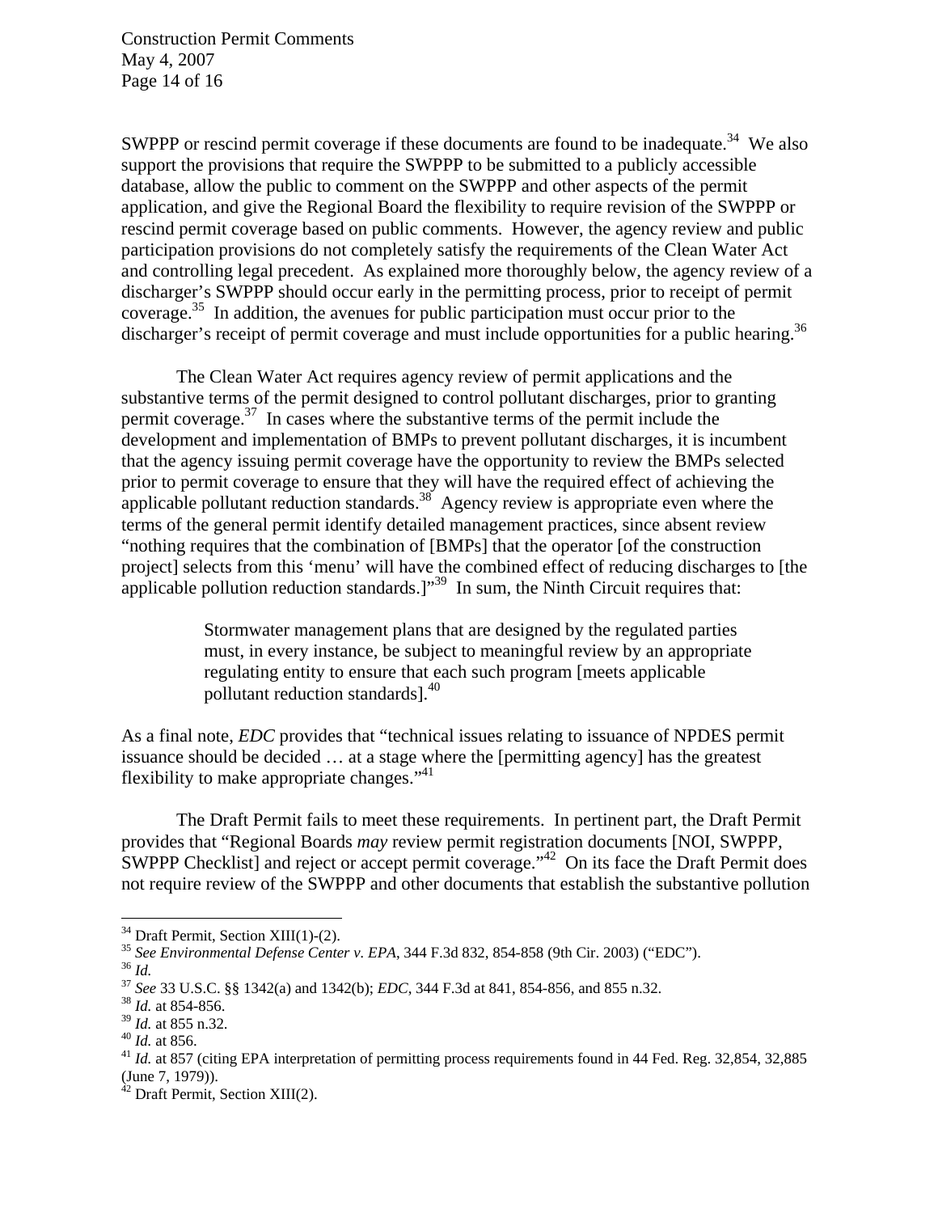SWPPP or rescind permit coverage if these documents are found to be inadequate.[34] We also support the provisions that require the SWPPP to be submitted to a publicly accessible database, allow the public to comment on the SWPPP and other aspects of the permit application, and give the Regional Board the flexibility to require revision of the SWPPP or rescind permit coverage based on public comments. However, the agency review and public participation provisions do not completely satisfy the requirements of the Clean Water Act and controlling legal precedent. As explained more thoroughly below, the agency review of a discharger's SWPPP should occur early in the permitting process, prior to receipt of permit coverage.[35] In addition, the avenues for public participation must occur prior to the discharger's receipt of permit coverage and must include opportunities for a public hearing.[36]

The Clean Water Act requires agency review of permit applications and the substantive terms of the permit designed to control pollutant discharges, prior to granting permit coverage.[37] In cases where the substantive terms of the permit include the development and implementation of BMPs to prevent pollutant discharges, it is incumbent that the agency issuing permit coverage have the opportunity to review the BMPs selected prior to permit coverage to ensure that they will have the required effect of achieving the applicable pollutant reduction standards.[38] Agency review is appropriate even where the terms of the general permit identify detailed management practices, since absent review "nothing requires that the combination of [BMPs] that the operator [of the construction project] selects from this 'menu' will have the combined effect of reducing discharges to [the applicable pollution reduction standards.]"[39] In sum, the Ninth Circuit requires that:

> Stormwater management plans that are designed by the regulated parties must, in every instance, be subject to meaningful review by an appropriate regulating entity to ensure that each such program [meets applicable pollutant reduction standards].[40]

As a final note, *EDC* provides that "technical issues relating to issuance of NPDES permit issuance should be decided … at a stage where the [permitting agency] has the greatest flexibility to make appropriate changes."[41]

The Draft Permit fails to meet these requirements. In pertinent part, the Draft Permit provides that "Regional Boards *may* review permit registration documents [NOI, SWPPP, SWPPP Checklist] and reject or accept permit coverage."[42] On its face the Draft Permit does not require review of the SWPPP and other documents that establish the substantive pollution

---

[34] Draft Permit, Section XIII(1)-(2).

[35] *See Environmental Defense Center v. EPA*, 344 F.3d 832, 854-858 (9th Cir. 2003) ("EDC").

[36] *Id.*

[37] *See* 33 U.S.C. §§ 1342(a) and 1342(b); *EDC*, 344 F.3d at 841, 854-856, and 855 n.32.

[38] *Id.* at 854-856.

[39] *Id.* at 855 n.32.

[40] *Id.* at 856.

[41] *Id.* at 857 (citing EPA interpretation of permitting process requirements found in 44 Fed. Reg. 32,854, 32,885 (June 7, 1979)).

[42] Draft Permit, Section XIII(2).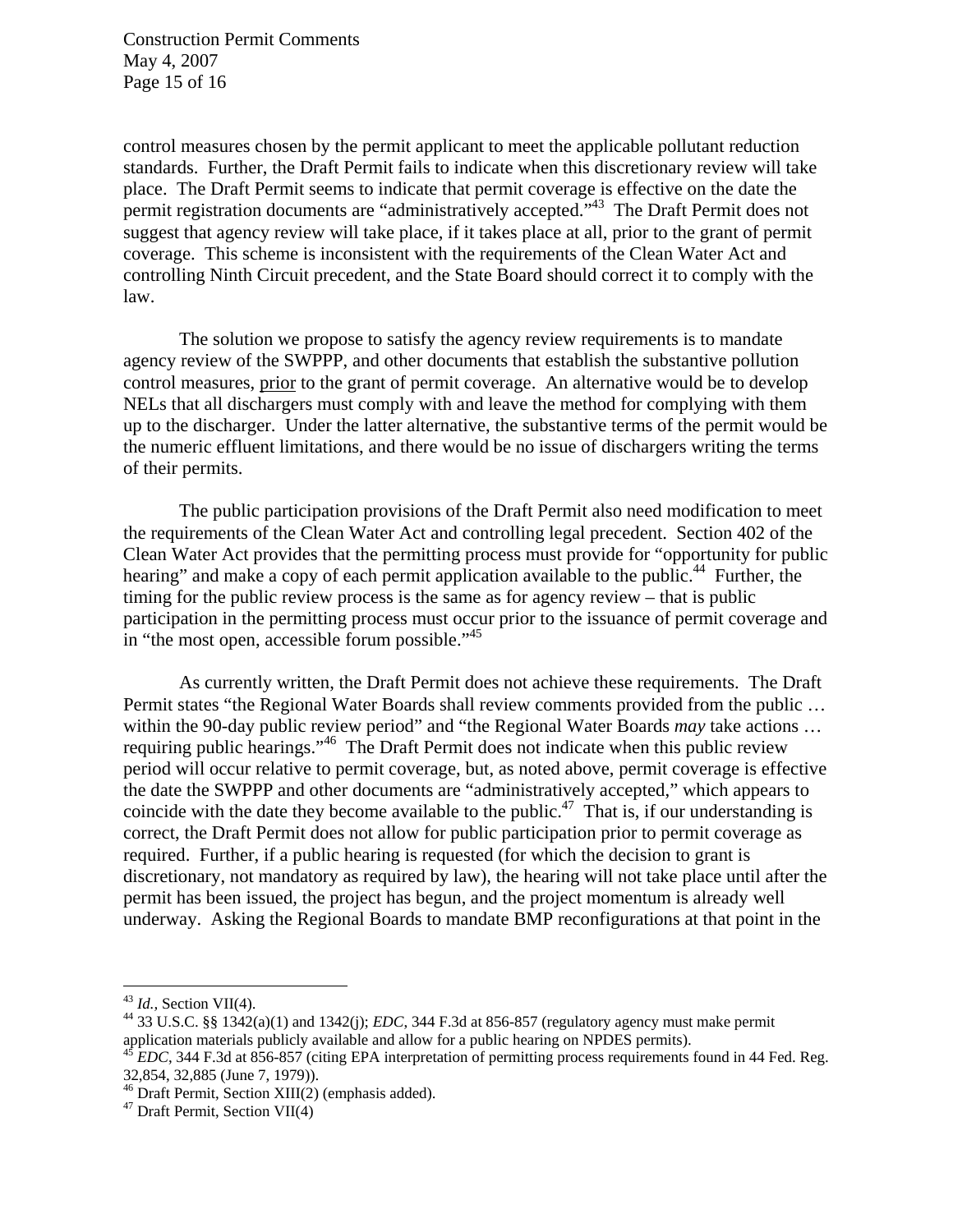control measures chosen by the permit applicant to meet the applicable pollutant reduction standards. Further, the Draft Permit fails to indicate when this discretionary review will take place. The Draft Permit seems to indicate that permit coverage is effective on the date the permit registration documents are "administratively accepted."[43] The Draft Permit does not suggest that agency review will take place, if it takes place at all, prior to the grant of permit coverage. This scheme is inconsistent with the requirements of the Clean Water Act and controlling Ninth Circuit precedent, and the State Board should correct it to comply with the law.

The solution we propose to satisfy the agency review requirements is to mandate agency review of the SWPPP, and other documents that establish the substantive pollution control measures, prior to the grant of permit coverage. An alternative would be to develop NELs that all dischargers must comply with and leave the method for complying with them up to the discharger. Under the latter alternative, the substantive terms of the permit would be the numeric effluent limitations, and there would be no issue of dischargers writing the terms of their permits.

The public participation provisions of the Draft Permit also need modification to meet the requirements of the Clean Water Act and controlling legal precedent. Section 402 of the Clean Water Act provides that the permitting process must provide for "opportunity for public hearing" and make a copy of each permit application available to the public.[44] Further, the timing for the public review process is the same as for agency review – that is public participation in the permitting process must occur prior to the issuance of permit coverage and in "the most open, accessible forum possible."[45]

As currently written, the Draft Permit does not achieve these requirements. The Draft Permit states "the Regional Water Boards shall review comments provided from the public … within the 90-day public review period" and "the Regional Water Boards *may* take actions … requiring public hearings."[46] The Draft Permit does not indicate when this public review period will occur relative to permit coverage, but, as noted above, permit coverage is effective the date the SWPPP and other documents are "administratively accepted," which appears to coincide with the date they become available to the public.[47] That is, if our understanding is correct, the Draft Permit does not allow for public participation prior to permit coverage as required. Further, if a public hearing is requested (for which the decision to grant is discretionary, not mandatory as required by law), the hearing will not take place until after the permit has been issued, the project has begun, and the project momentum is already well underway. Asking the Regional Boards to mandate BMP reconfigurations at that point in the

---

[43] *Id.*, Section VII(4).

[44] 33 U.S.C. §§ 1342(a)(1) and 1342(j); *EDC*, 344 F.3d at 856-857 (regulatory agency must make permit application materials publicly available and allow for a public hearing on NPDES permits).

[45] *EDC*, 344 F.3d at 856-857 (citing EPA interpretation of permitting process requirements found in 44 Fed. Reg. 32,854, 32,885 (June 7, 1979)).

[46] Draft Permit, Section XIII(2) (emphasis added).

[47] Draft Permit, Section VII(4)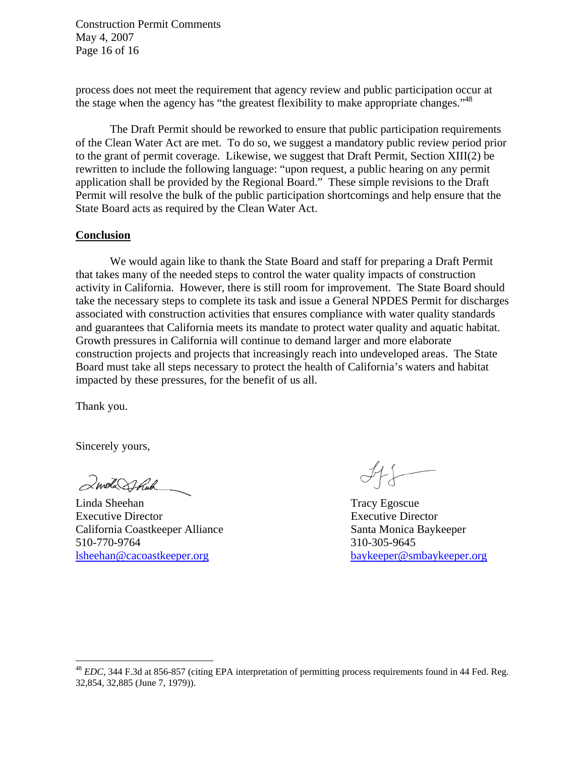process does not meet the requirement that agency review and public participation occur at the stage when the agency has "the greatest flexibility to make appropriate changes."[48]

The Draft Permit should be reworked to ensure that public participation requirements of the Clean Water Act are met. To do so, we suggest a mandatory public review period prior to the grant of permit coverage. Likewise, we suggest that Draft Permit, Section XIII(2) be rewritten to include the following language: "upon request, a public hearing on any permit application shall be provided by the Regional Board." These simple revisions to the Draft Permit will resolve the bulk of the public participation shortcomings and help ensure that the State Board acts as required by the Clean Water Act.

## Conclusion

We would again like to thank the State Board and staff for preparing a Draft Permit that takes many of the needed steps to control the water quality impacts of construction activity in California. However, there is still room for improvement. The State Board should take the necessary steps to complete its task and issue a General NPDES Permit for discharges associated with construction activities that ensures compliance with water quality standards and guarantees that California meets its mandate to protect water quality and aquatic habitat. Growth pressures in California will continue to demand larger and more elaborate construction projects and projects that increasingly reach into undeveloped areas. The State Board must take all steps necessary to protect the health of California's waters and habitat impacted by these pressures, for the benefit of us all.

Thank you.

Sincerely yours,

Linda Sheehan
Executive Director
California Coastkeeper Alliance
510-770-9764
lsheehan@cacoastkeeper.org

Tracy Egoscue
Executive Director
Santa Monica Baykeeper
310-305-9645
baykeeper@smbaykeeper.org

---

[48] *EDC*, 344 F.3d at 856-857 (citing EPA interpretation of permitting process requirements found in 44 Fed. Reg. 32,854, 32,885 (June 7, 1979)).